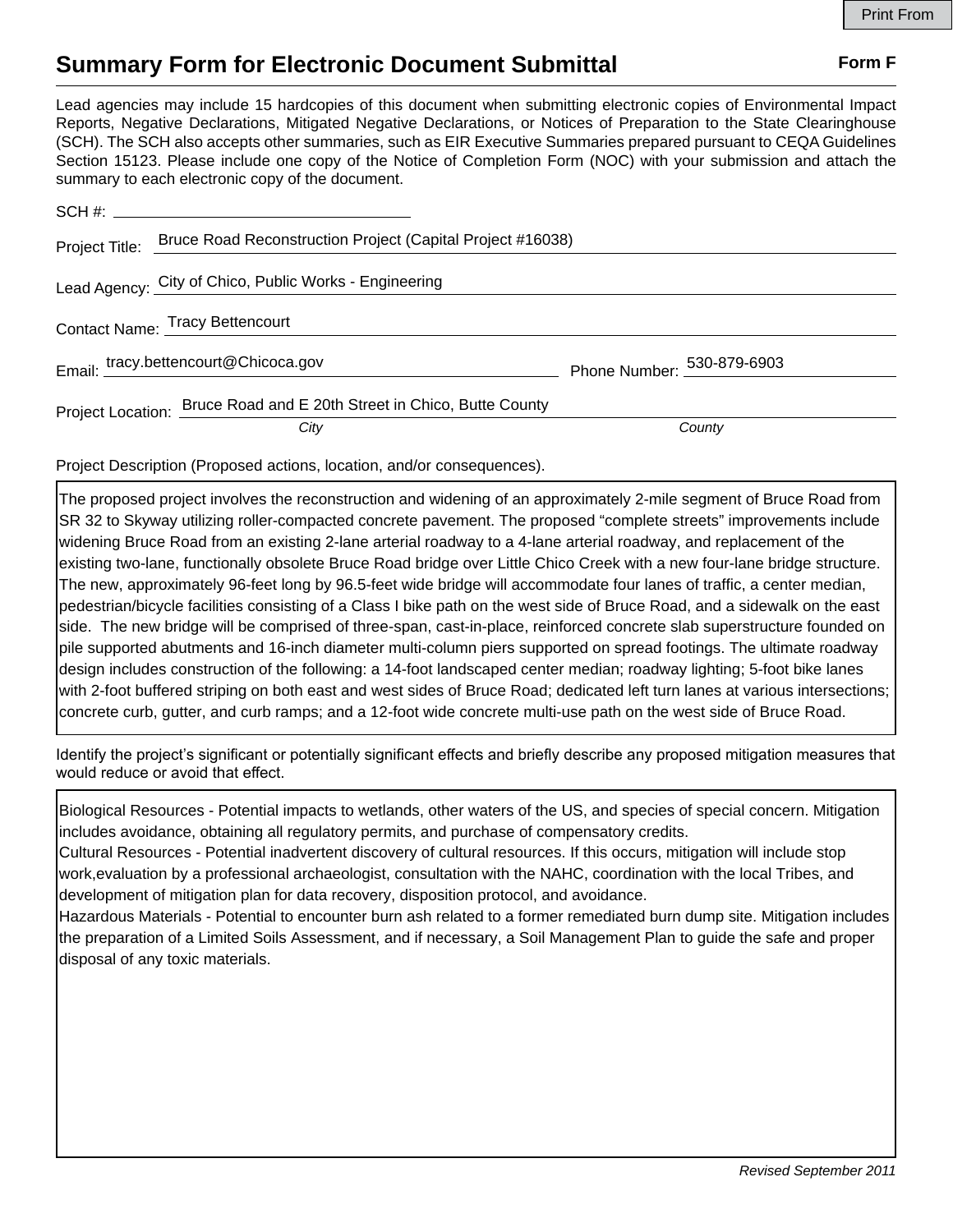Print From

# Summary Form for Electronic Document Submittal

**Form F**

Lead agencies may include 15 hardcopies of this document when submitting electronic copies of Environmental Impact Reports, Negative Declarations, Mitigated Negative Declarations, or Notices of Preparation to the State Clearinghouse (SCH). The SCH also accepts other summaries, such as EIR Executive Summaries prepared pursuant to CEQA Guidelines Section 15123. Please include one copy of the Notice of Completion Form (NOC) with your submission and attach the summary to each electronic copy of the document.

SCH #: ______________________

Project Title: Bruce Road Reconstruction Project (Capital Project #16038)

Lead Agency: City of Chico, Public Works - Engineering

Contact Name: Tracy Bettencourt

Email: tracy.bettencourt@Chicoca.gov

Phone Number: 530-879-6903

Project Location: Bruce Road and E 20th Street in Chico, Butte County

*City* *County*

Project Description (Proposed actions, location, and/or consequences).

The proposed project involves the reconstruction and widening of an approximately 2-mile segment of Bruce Road from SR 32 to Skyway utilizing roller-compacted concrete pavement. The proposed "complete streets" improvements include widening Bruce Road from an existing 2-lane arterial roadway to a 4-lane arterial roadway, and replacement of the existing two-lane, functionally obsolete Bruce Road bridge over Little Chico Creek with a new four-lane bridge structure. The new, approximately 96-feet long by 96.5-feet wide bridge will accommodate four lanes of traffic, a center median, pedestrian/bicycle facilities consisting of a Class I bike path on the west side of Bruce Road, and a sidewalk on the east side. The new bridge will be comprised of three-span, cast-in-place, reinforced concrete slab superstructure founded on pile supported abutments and 16-inch diameter multi-column piers supported on spread footings. The ultimate roadway design includes construction of the following: a 14-foot landscaped center median; roadway lighting; 5-foot bike lanes with 2-foot buffered striping on both east and west sides of Bruce Road; dedicated left turn lanes at various intersections; concrete curb, gutter, and curb ramps; and a 12-foot wide concrete multi-use path on the west side of Bruce Road.

Identify the project's significant or potentially significant effects and briefly describe any proposed mitigation measures that would reduce or avoid that effect.

Biological Resources - Potential impacts to wetlands, other waters of the US, and species of special concern. Mitigation includes avoidance, obtaining all regulatory permits, and purchase of compensatory credits.
Cultural Resources - Potential inadvertent discovery of cultural resources. If this occurs, mitigation will include stop work,evaluation by a professional archaeologist, consultation with the NAHC, coordination with the local Tribes, and development of mitigation plan for data recovery, disposition protocol, and avoidance.
Hazardous Materials - Potential to encounter burn ash related to a former remediated burn dump site. Mitigation includes the preparation of a Limited Soils Assessment, and if necessary, a Soil Management Plan to guide the safe and proper disposal of any toxic materials.

*Revised September 2011*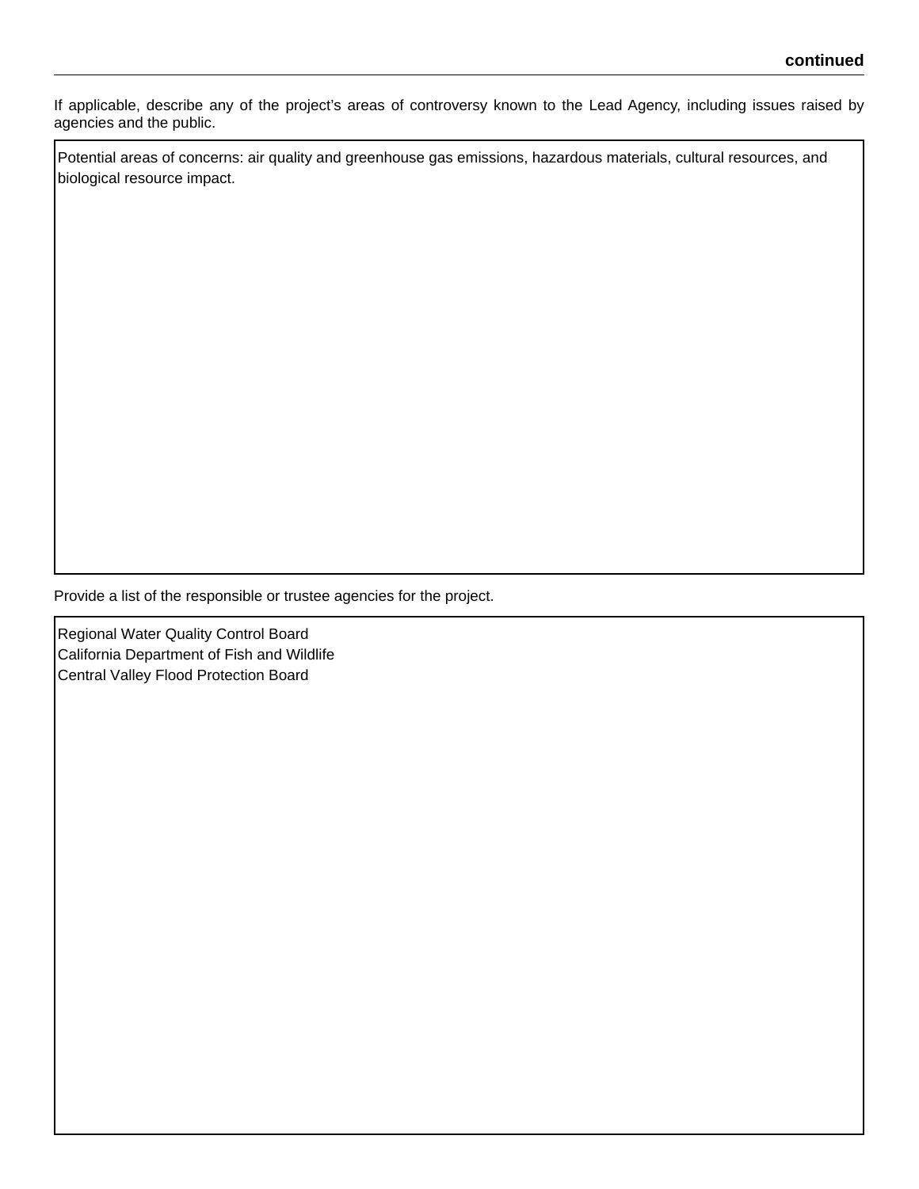**continued**

If applicable, describe any of the project's areas of controversy known to the Lead Agency, including issues raised by agencies and the public.

Potential areas of concerns: air quality and greenhouse gas emissions, hazardous materials, cultural resources, and biological resource impact.

Provide a list of the responsible or trustee agencies for the project.

Regional Water Quality Control Board
California Department of Fish and Wildlife
Central Valley Flood Protection Board